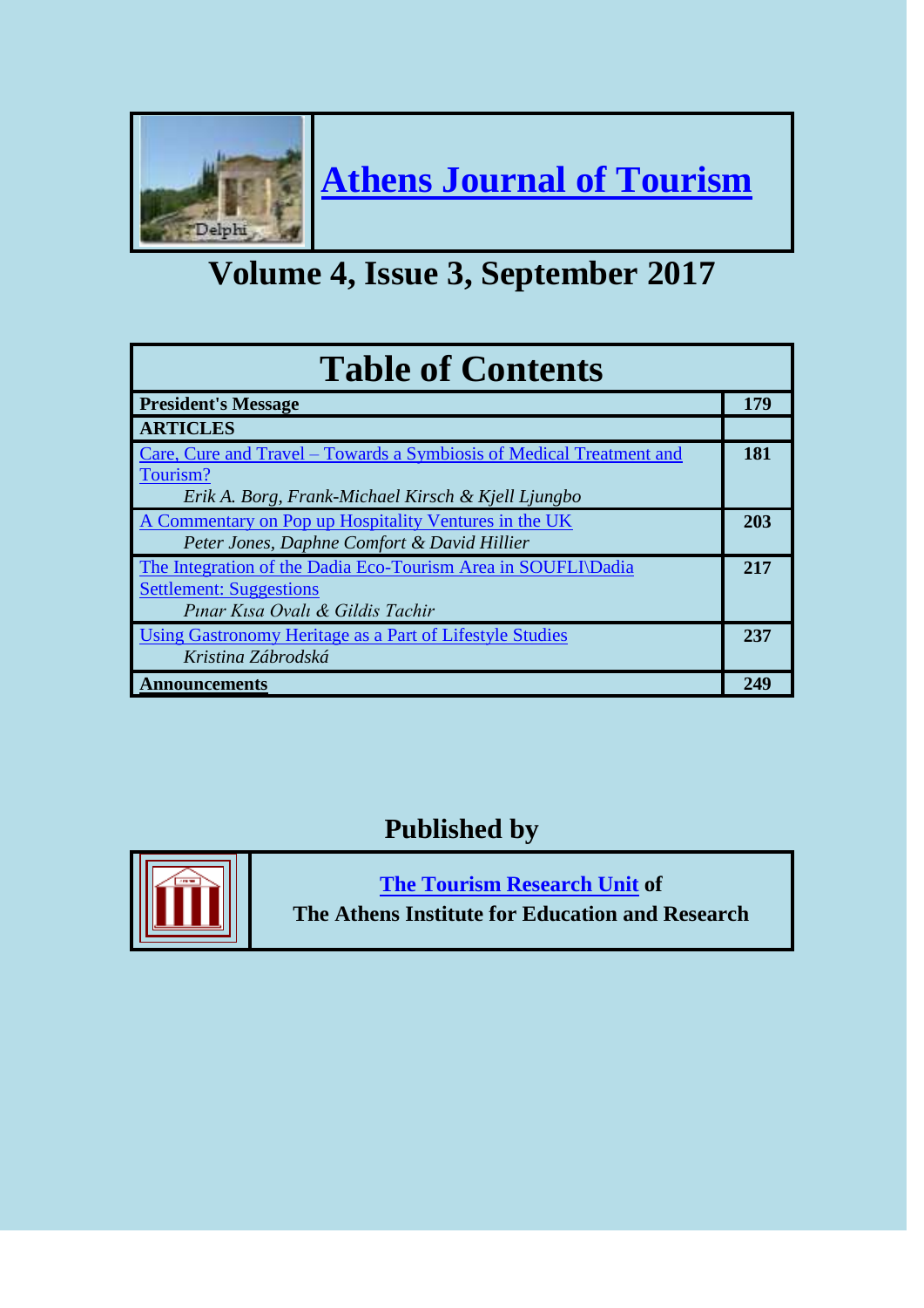# Athens Journal of Tourism

## Volume 4, Issue 3, September 2017

| Table of Contents | |
|---|---|
| **President's Message** | **179** |
| **ARTICLES** | |
| Care, Cure and Travel – Towards a Symbiosis of Medical Treatment and Tourism?<br>*Erik A. Borg, Frank-Michael Kirsch & Kjell Ljungbo* | **181** |
| A Commentary on Pop up Hospitality Ventures in the UK<br>*Peter Jones, Daphne Comfort & David Hillier* | **203** |
| The Integration of the Dadia Eco-Tourism Area in SOUFLI\Dadia Settlement: Suggestions<br>*Pınar Kısa Ovalı & Gildis Tachir* | **217** |
| Using Gastronomy Heritage as a Part of Lifestyle Studies<br>*Kristina Zábrodská* | **237** |
| **Announcements** | **249** |

## Published by

**The Tourism Research Unit of**
**The Athens Institute for Education and Research**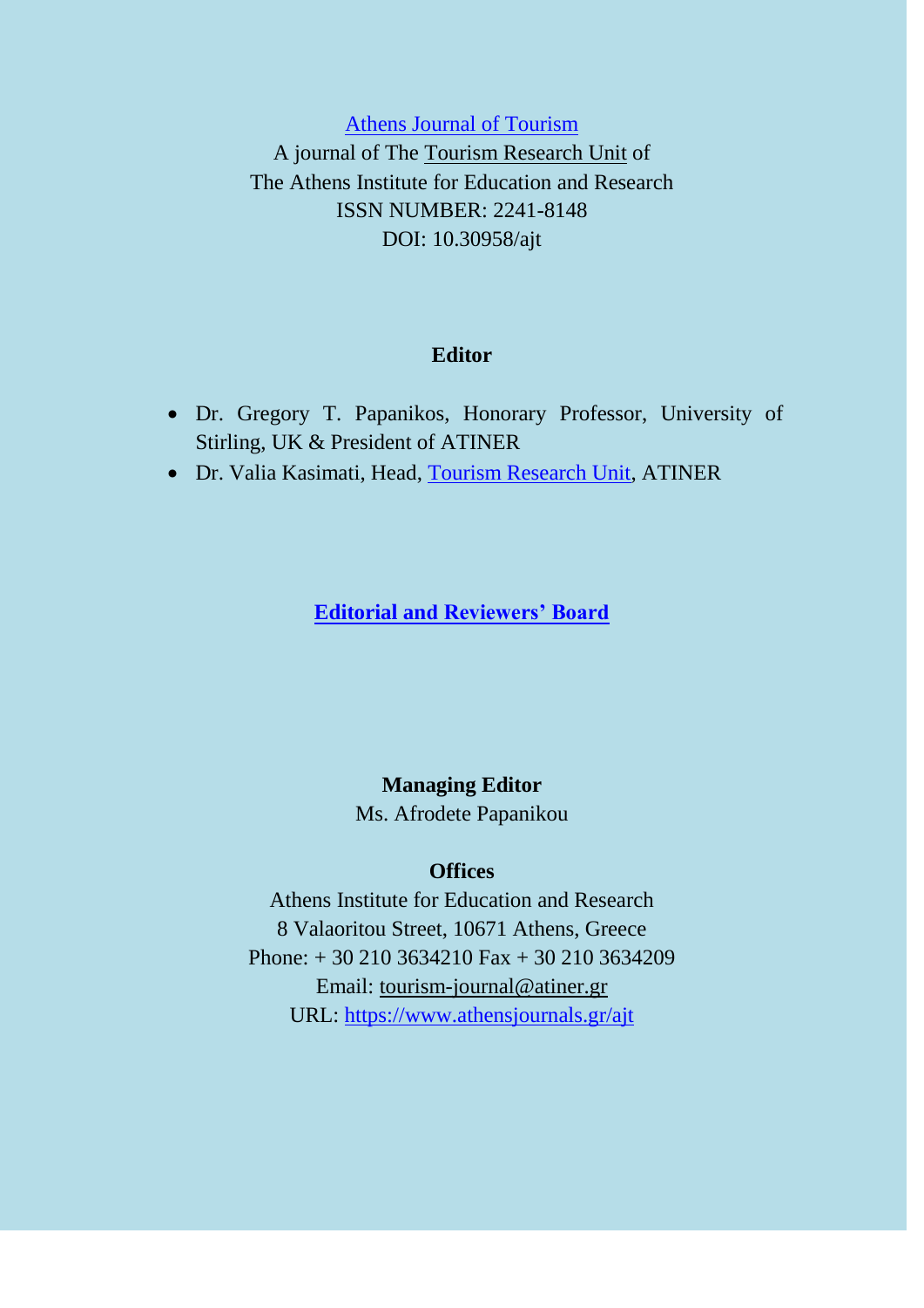Athens Journal of Tourism

A journal of The Tourism Research Unit of

The Athens Institute for Education and Research

ISSN NUMBER: 2241-8148

DOI: 10.30958/ajt

**Editor**

- Dr. Gregory T. Papanikos, Honorary Professor, University of Stirling, UK & President of ATINER
- Dr. Valia Kasimati, Head, Tourism Research Unit, ATINER

**Editorial and Reviewers' Board**

**Managing Editor**

Ms. Afrodete Papanikou

**Offices**

Athens Institute for Education and Research

8 Valaoritou Street, 10671 Athens, Greece

Phone: + 30 210 3634210 Fax + 30 210 3634209

Email: tourism-journal@atiner.gr

URL: https://www.athensjournals.gr/ajt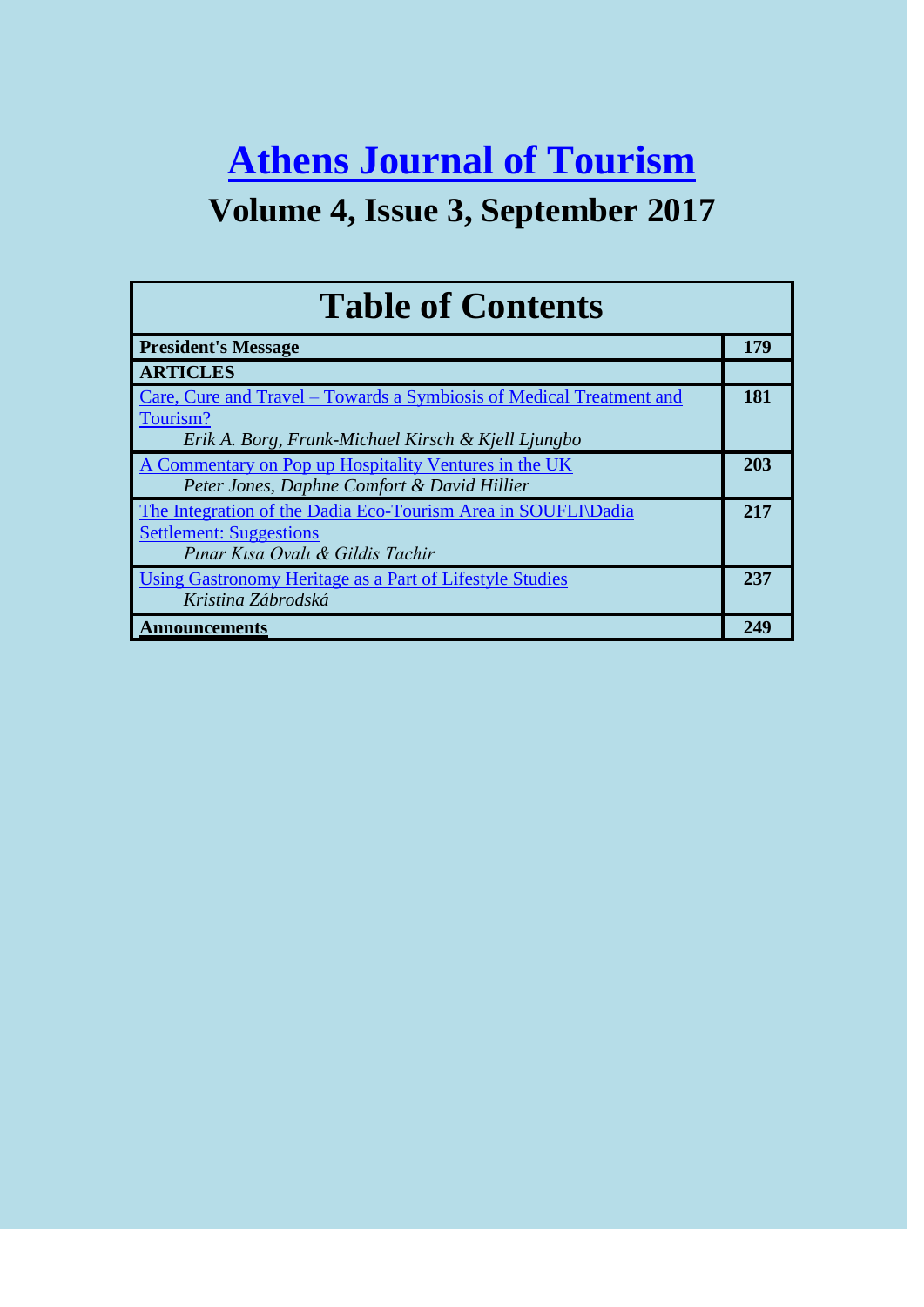# Athens Journal of Tourism

## Volume 4, Issue 3, September 2017

| Table of Contents | |
|---|---|
| **President's Message** | **179** |
| **ARTICLES** | |
| Care, Cure and Travel – Towards a Symbiosis of Medical Treatment and Tourism?<br>*Erik A. Borg, Frank-Michael Kirsch & Kjell Ljungbo* | **181** |
| A Commentary on Pop up Hospitality Ventures in the UK<br>*Peter Jones, Daphne Comfort & David Hillier* | **203** |
| The Integration of the Dadia Eco-Tourism Area in SOUFLI\Dadia Settlement: Suggestions<br>*Pınar Kısa Ovalı & Gildis Tachir* | **217** |
| Using Gastronomy Heritage as a Part of Lifestyle Studies<br>*Kristina Zábrodská* | **237** |
| **Announcements** | **249** |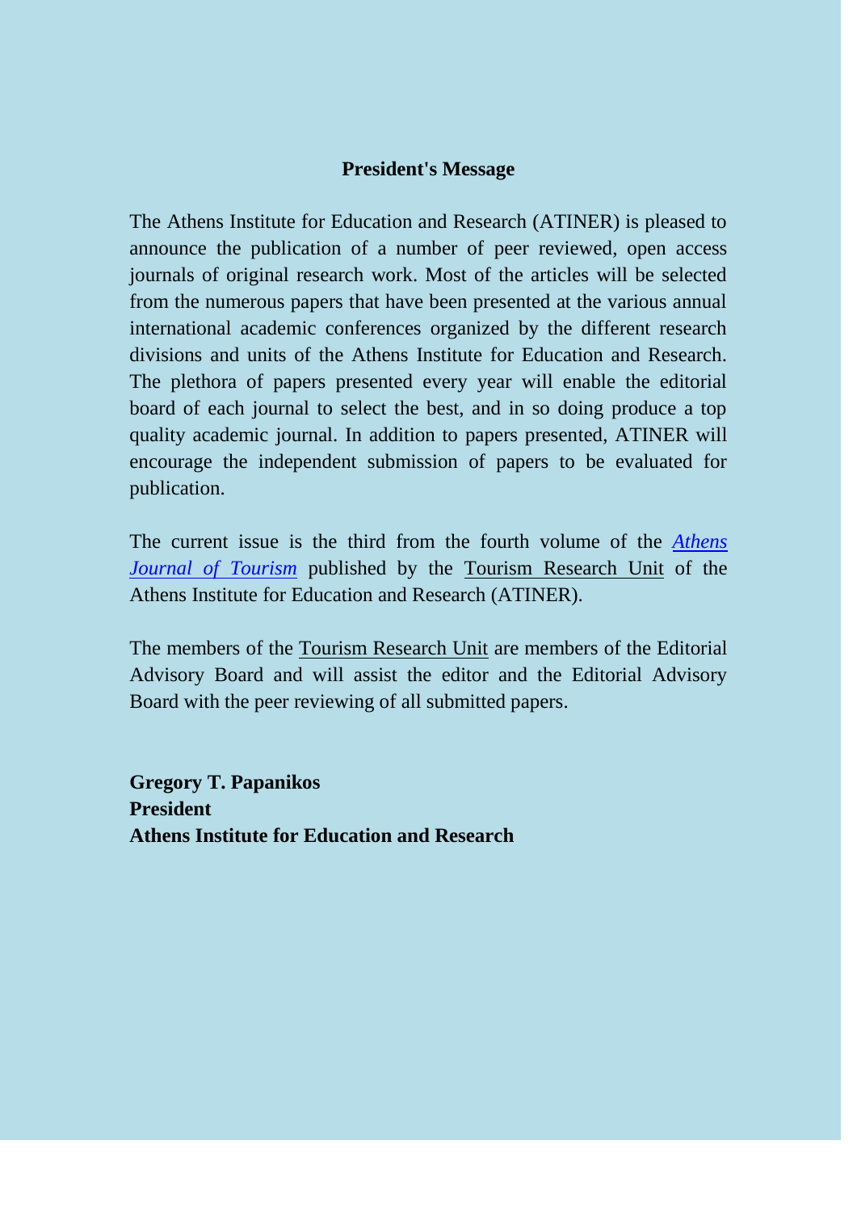## President's Message

The Athens Institute for Education and Research (ATINER) is pleased to announce the publication of a number of peer reviewed, open access journals of original research work. Most of the articles will be selected from the numerous papers that have been presented at the various annual international academic conferences organized by the different research divisions and units of the Athens Institute for Education and Research. The plethora of papers presented every year will enable the editorial board of each journal to select the best, and in so doing produce a top quality academic journal. In addition to papers presented, ATINER will encourage the independent submission of papers to be evaluated for publication.

The current issue is the third from the fourth volume of the *Athens Journal of Tourism* published by the Tourism Research Unit of the Athens Institute for Education and Research (ATINER).

The members of the Tourism Research Unit are members of the Editorial Advisory Board and will assist the editor and the Editorial Advisory Board with the peer reviewing of all submitted papers.

**Gregory T. Papanikos**
**President**
**Athens Institute for Education and Research**